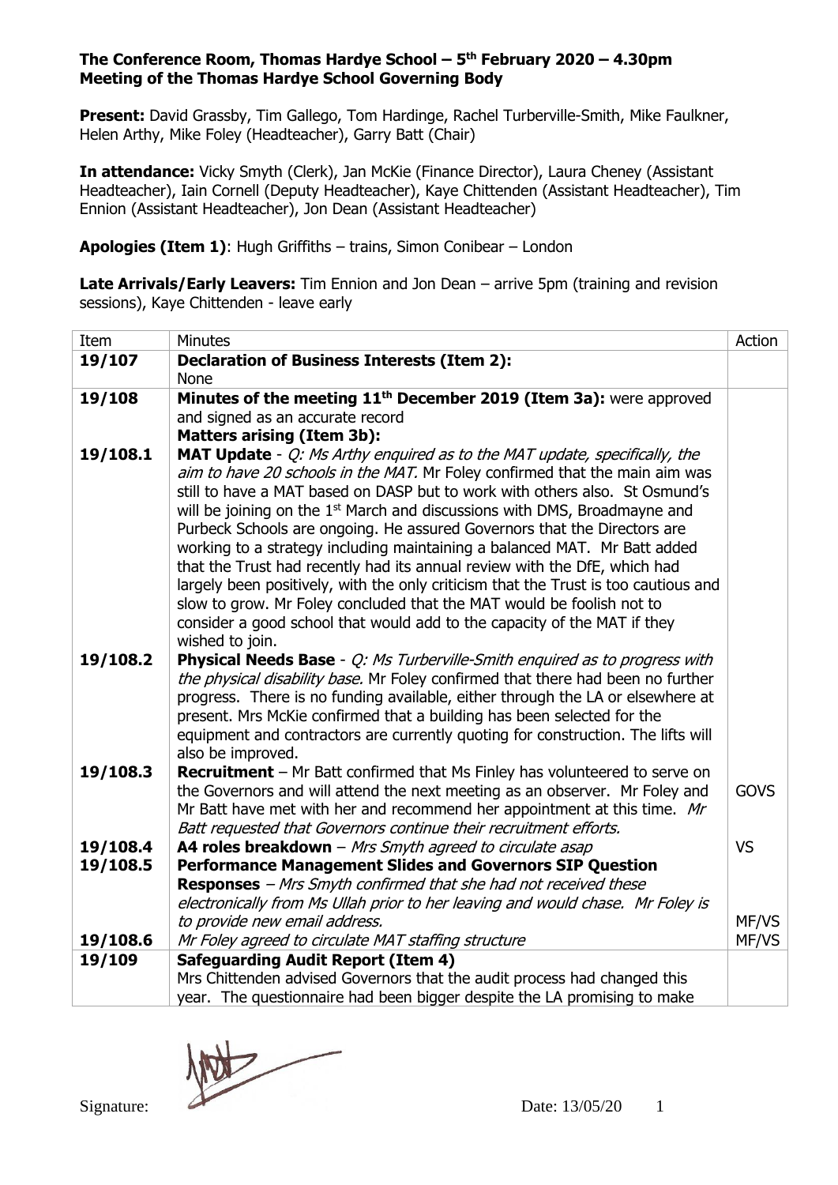**The Conference Room, Thomas Hardye School – 5th February 2020 – 4.30pm**
**Meeting of the Thomas Hardye School Governing Body**

**Present:** David Grassby, Tim Gallego, Tom Hardinge, Rachel Turberville-Smith, Mike Faulkner, Helen Arthy, Mike Foley (Headteacher), Garry Batt (Chair)

**In attendance:** Vicky Smyth (Clerk), Jan McKie (Finance Director), Laura Cheney (Assistant Headteacher), Iain Cornell (Deputy Headteacher), Kaye Chittenden (Assistant Headteacher), Tim Ennion (Assistant Headteacher), Jon Dean (Assistant Headteacher)

**Apologies (Item 1)**: Hugh Griffiths – trains, Simon Conibear – London

**Late Arrivals/Early Leavers:** Tim Ennion and Jon Dean – arrive 5pm (training and revision sessions), Kaye Chittenden - leave early

| Item | Minutes | Action |
|---|---|---|
| **19/107** | **Declaration of Business Interests (Item 2):** None | |
| **19/108** | **Minutes of the meeting 11th December 2019 (Item 3a):** were approved and signed as an accurate record<br>**Matters arising (Item 3b):** | |
| **19/108.1** | **MAT Update** - *Q: Ms Arthy enquired as to the MAT update, specifically, the aim to have 20 schools in the MAT.* Mr Foley confirmed that the main aim was still to have a MAT based on DASP but to work with others also. St Osmund's will be joining on the 1st March and discussions with DMS, Broadmayne and Purbeck Schools are ongoing. He assured Governors that the Directors are working to a strategy including maintaining a balanced MAT. Mr Batt added that the Trust had recently had its annual review with the DfE, which had largely been positively, with the only criticism that the Trust is too cautious and slow to grow. Mr Foley concluded that the MAT would be foolish not to consider a good school that would add to the capacity of the MAT if they wished to join. | |
| **19/108.2** | **Physical Needs Base** - *Q: Ms Turberville-Smith enquired as to progress with the physical disability base.* Mr Foley confirmed that there had been no further progress. There is no funding available, either through the LA or elsewhere at present. Mrs McKie confirmed that a building has been selected for the equipment and contractors are currently quoting for construction. The lifts will also be improved. | |
| **19/108.3** | **Recruitment** – Mr Batt confirmed that Ms Finley has volunteered to serve on the Governors and will attend the next meeting as an observer. Mr Foley and Mr Batt have met with her and recommend her appointment at this time. *Mr Batt requested that Governors continue their recruitment efforts.* | GOVS |
| **19/108.4** | **A4 roles breakdown** – *Mrs Smyth agreed to circulate asap* | VS |
| **19/108.5** | **Performance Management Slides and Governors SIP Question Responses** – *Mrs Smyth confirmed that she had not received these electronically from Ms Ullah prior to her leaving and would chase. Mr Foley is to provide new email address.* | MF/VS |
| **19/108.6** | *Mr Foley agreed to circulate MAT staffing structure* | MF/VS |
| **19/109** | **Safeguarding Audit Report (Item 4)**<br>Mrs Chittenden advised Governors that the audit process had changed this year. The questionnaire had been bigger despite the LA promising to make | |

Signature: Date: 13/05/20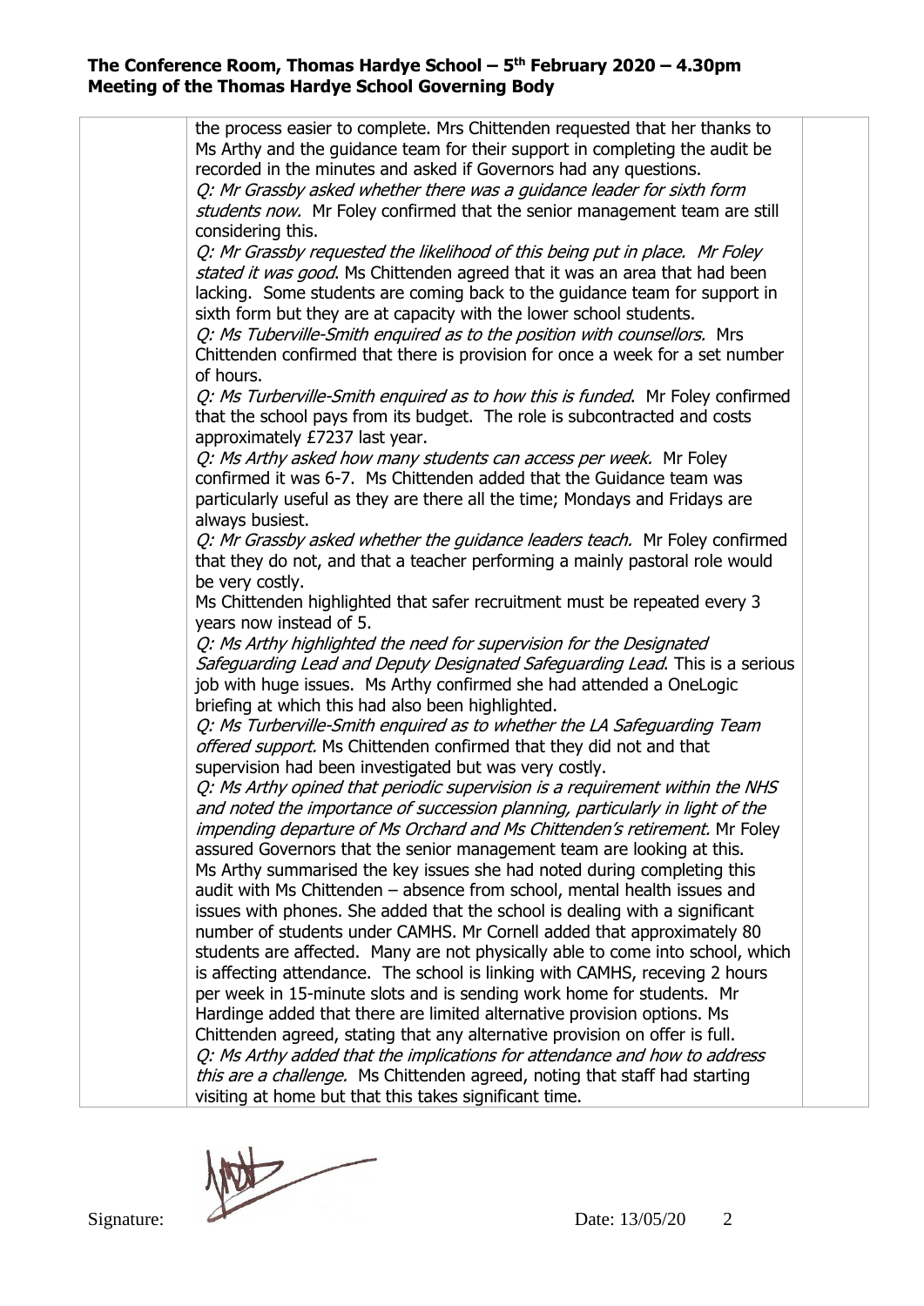the process easier to complete. Mrs Chittenden requested that her thanks to Ms Arthy and the guidance team for their support in completing the audit be recorded in the minutes and asked if Governors had any questions.

*Q: Mr Grassby asked whether there was a guidance leader for sixth form students now.* Mr Foley confirmed that the senior management team are still considering this.

*Q: Mr Grassby requested the likelihood of this being put in place. Mr Foley stated it was good.* Ms Chittenden agreed that it was an area that had been lacking. Some students are coming back to the guidance team for support in sixth form but they are at capacity with the lower school students.

*Q: Ms Tuberville-Smith enquired as to the position with counsellors.* Mrs Chittenden confirmed that there is provision for once a week for a set number of hours.

*Q: Ms Turberville-Smith enquired as to how this is funded.* Mr Foley confirmed that the school pays from its budget. The role is subcontracted and costs approximately £7237 last year.

*Q: Ms Arthy asked how many students can access per week.* Mr Foley confirmed it was 6-7. Ms Chittenden added that the Guidance team was particularly useful as they are there all the time; Mondays and Fridays are always busiest.

*Q: Mr Grassby asked whether the guidance leaders teach.* Mr Foley confirmed that they do not, and that a teacher performing a mainly pastoral role would be very costly.

Ms Chittenden highlighted that safer recruitment must be repeated every 3 years now instead of 5.

*Q: Ms Arthy highlighted the need for supervision for the Designated Safeguarding Lead and Deputy Designated Safeguarding Lead.* This is a serious job with huge issues. Ms Arthy confirmed she had attended a OneLogic briefing at which this had also been highlighted.

*Q: Ms Turberville-Smith enquired as to whether the LA Safeguarding Team offered support.* Ms Chittenden confirmed that they did not and that supervision had been investigated but was very costly.

*Q: Ms Arthy opined that periodic supervision is a requirement within the NHS and noted the importance of succession planning, particularly in light of the impending departure of Ms Orchard and Ms Chittenden's retirement.* Mr Foley assured Governors that the senior management team are looking at this.

Ms Arthy summarised the key issues she had noted during completing this audit with Ms Chittenden – absence from school, mental health issues and issues with phones. She added that the school is dealing with a significant number of students under CAMHS. Mr Cornell added that approximately 80 students are affected. Many are not physically able to come into school, which is affecting attendance. The school is linking with CAMHS, receving 2 hours per week in 15-minute slots and is sending work home for students. Mr Hardinge added that there are limited alternative provision options. Ms Chittenden agreed, stating that any alternative provision on offer is full.

*Q: Ms Arthy added that the implications for attendance and how to address this are a challenge.* Ms Chittenden agreed, noting that staff had starting visiting at home but that this takes significant time.

Signature: Date: 13/05/20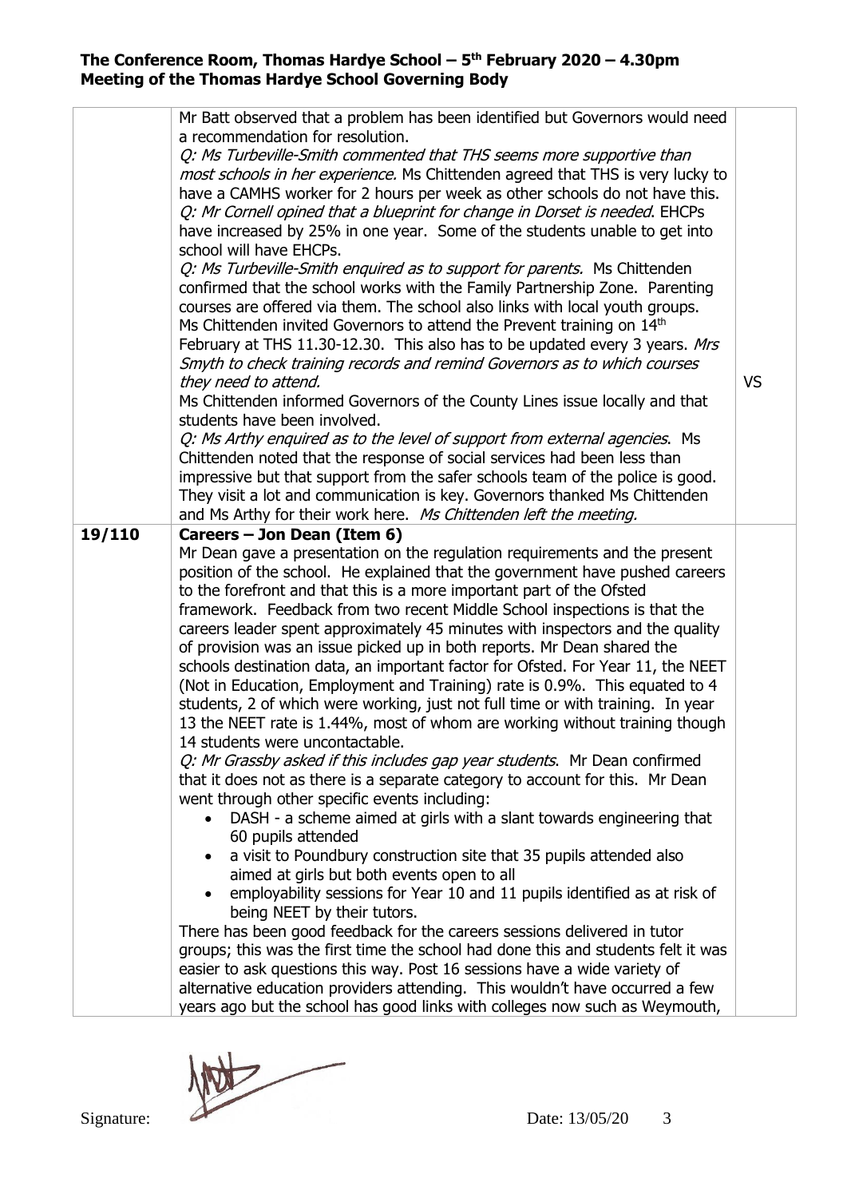| | | |
|---|---|---|
| | Mr Batt observed that a problem has been identified but Governors would need a recommendation for resolution.<br>*Q: Ms Turbeville-Smith commented that THS seems more supportive than most schools in her experience.* Ms Chittenden agreed that THS is very lucky to have a CAMHS worker for 2 hours per week as other schools do not have this.<br>*Q: Mr Cornell opined that a blueprint for change in Dorset is needed.* EHCPs have increased by 25% in one year. Some of the students unable to get into school will have EHCPs.<br>*Q: Ms Turbeville-Smith enquired as to support for parents.* Ms Chittenden confirmed that the school works with the Family Partnership Zone. Parenting courses are offered via them. The school also links with local youth groups.<br>Ms Chittenden invited Governors to attend the Prevent training on 14th February at THS 11.30-12.30. This also has to be updated every 3 years. *Mrs Smyth to check training records and remind Governors as to which courses they need to attend.*<br>Ms Chittenden informed Governors of the County Lines issue locally and that students have been involved.<br>*Q: Ms Arthy enquired as to the level of support from external agencies.* Ms Chittenden noted that the response of social services had been less than impressive but that support from the safer schools team of the police is good. They visit a lot and communication is key. Governors thanked Ms Chittenden and Ms Arthy for their work here. *Ms Chittenden left the meeting.* | VS |
| **19/110** | **Careers – Jon Dean (Item 6)**<br>Mr Dean gave a presentation on the regulation requirements and the present position of the school. He explained that the government have pushed careers to the forefront and that this is a more important part of the Ofsted framework. Feedback from two recent Middle School inspections is that the careers leader spent approximately 45 minutes with inspectors and the quality of provision was an issue picked up in both reports. Mr Dean shared the schools destination data, an important factor for Ofsted. For Year 11, the NEET (Not in Education, Employment and Training) rate is 0.9%. This equated to 4 students, 2 of which were working, just not full time or with training. In year 13 the NEET rate is 1.44%, most of whom are working without training though 14 students were uncontactable.<br>*Q: Mr Grassby asked if this includes gap year students.* Mr Dean confirmed that it does not as there is a separate category to account for this. Mr Dean went through other specific events including:<br>• DASH - a scheme aimed at girls with a slant towards engineering that 60 pupils attended<br>• a visit to Poundbury construction site that 35 pupils attended also aimed at girls but both events open to all<br>• employability sessions for Year 10 and 11 pupils identified as at risk of being NEET by their tutors.<br>There has been good feedback for the careers sessions delivered in tutor groups; this was the first time the school had done this and students felt it was easier to ask questions this way. Post 16 sessions have a wide variety of alternative education providers attending. This wouldn't have occurred a few years ago but the school has good links with colleges now such as Weymouth, | |

Signature: Date: 13/05/20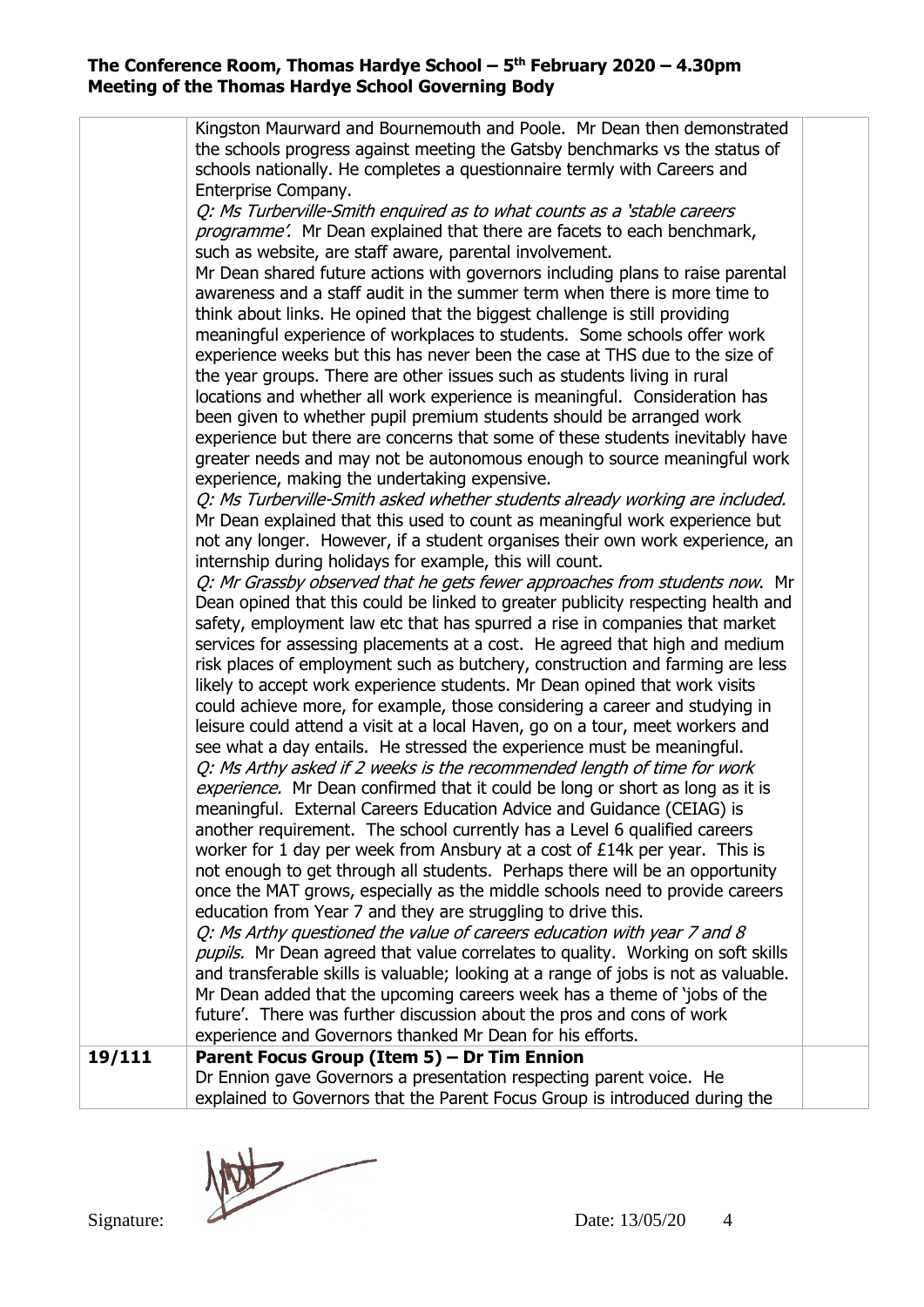| | | |
|---|---|---|
| | Kingston Maurward and Bournemouth and Poole. Mr Dean then demonstrated the schools progress against meeting the Gatsby benchmarks vs the status of schools nationally. He completes a questionnaire termly with Careers and Enterprise Company.<br>*Q: Ms Turberville-Smith enquired as to what counts as a 'stable careers programme'.* Mr Dean explained that there are facets to each benchmark, such as website, are staff aware, parental involvement.<br>Mr Dean shared future actions with governors including plans to raise parental awareness and a staff audit in the summer term when there is more time to think about links. He opined that the biggest challenge is still providing meaningful experience of workplaces to students. Some schools offer work experience weeks but this has never been the case at THS due to the size of the year groups. There are other issues such as students living in rural locations and whether all work experience is meaningful. Consideration has been given to whether pupil premium students should be arranged work experience but there are concerns that some of these students inevitably have greater needs and may not be autonomous enough to source meaningful work experience, making the undertaking expensive.<br>*Q: Ms Turberville-Smith asked whether students already working are included.* Mr Dean explained that this used to count as meaningful work experience but not any longer. However, if a student organises their own work experience, an internship during holidays for example, this will count.<br>*Q: Mr Grassby observed that he gets fewer approaches from students now.* Mr Dean opined that this could be linked to greater publicity respecting health and safety, employment law etc that has spurred a rise in companies that market services for assessing placements at a cost. He agreed that high and medium risk places of employment such as butchery, construction and farming are less likely to accept work experience students. Mr Dean opined that work visits could achieve more, for example, those considering a career and studying in leisure could attend a visit at a local Haven, go on a tour, meet workers and see what a day entails. He stressed the experience must be meaningful.<br>*Q: Ms Arthy asked if 2 weeks is the recommended length of time for work experience.* Mr Dean confirmed that it could be long or short as long as it is meaningful. External Careers Education Advice and Guidance (CEIAG) is another requirement. The school currently has a Level 6 qualified careers worker for 1 day per week from Ansbury at a cost of £14k per year. This is not enough to get through all students. Perhaps there will be an opportunity once the MAT grows, especially as the middle schools need to provide careers education from Year 7 and they are struggling to drive this.<br>*Q: Ms Arthy questioned the value of careers education with year 7 and 8 pupils.* Mr Dean agreed that value correlates to quality. Working on soft skills and transferable skills is valuable; looking at a range of jobs is not as valuable. Mr Dean added that the upcoming careers week has a theme of 'jobs of the future'. There was further discussion about the pros and cons of work experience and Governors thanked Mr Dean for his efforts. | |
| **19/111** | **Parent Focus Group (Item 5) – Dr Tim Ennion**<br>Dr Ennion gave Governors a presentation respecting parent voice. He explained to Governors that the Parent Focus Group is introduced during the | |

Signature: Date: 13/05/20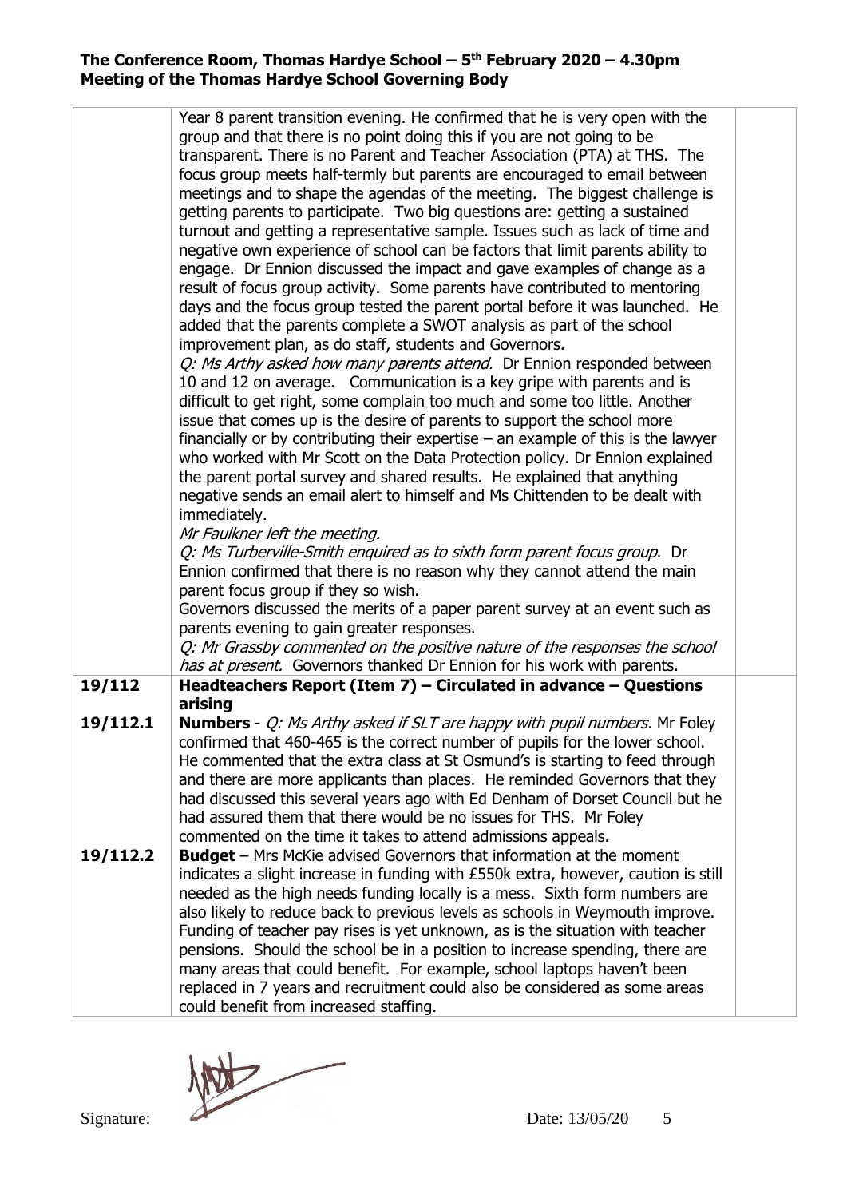**The Conference Room, Thomas Hardye School – 5th February 2020 – 4.30pm**
**Meeting of the Thomas Hardye School Governing Body**

| | | |
|---|---|---|
| | Year 8 parent transition evening. He confirmed that he is very open with the group and that there is no point doing this if you are not going to be transparent. There is no Parent and Teacher Association (PTA) at THS. The focus group meets half-termly but parents are encouraged to email between meetings and to shape the agendas of the meeting. The biggest challenge is getting parents to participate. Two big questions are: getting a sustained turnout and getting a representative sample. Issues such as lack of time and negative own experience of school can be factors that limit parents ability to engage. Dr Ennion discussed the impact and gave examples of change as a result of focus group activity. Some parents have contributed to mentoring days and the focus group tested the parent portal before it was launched. He added that the parents complete a SWOT analysis as part of the school improvement plan, as do staff, students and Governors.<br>*Q: Ms Arthy asked how many parents attend.* Dr Ennion responded between 10 and 12 on average. Communication is a key gripe with parents and is difficult to get right, some complain too much and some too little. Another issue that comes up is the desire of parents to support the school more financially or by contributing their expertise – an example of this is the lawyer who worked with Mr Scott on the Data Protection policy. Dr Ennion explained the parent portal survey and shared results. He explained that anything negative sends an email alert to himself and Ms Chittenden to be dealt with immediately.<br>*Mr Faulkner left the meeting.*<br>*Q: Ms Turberville-Smith enquired as to sixth form parent focus group.* Dr Ennion confirmed that there is no reason why they cannot attend the main parent focus group if they so wish.<br>Governors discussed the merits of a paper parent survey at an event such as parents evening to gain greater responses.<br>*Q: Mr Grassby commented on the positive nature of the responses the school has at present.* Governors thanked Dr Ennion for his work with parents. | |
| **19/112** | **Headteachers Report (Item 7) – Circulated in advance – Questions arising** | |
| **19/112.1** | **Numbers** - *Q: Ms Arthy asked if SLT are happy with pupil numbers.* Mr Foley confirmed that 460-465 is the correct number of pupils for the lower school. He commented that the extra class at St Osmund's is starting to feed through and there are more applicants than places. He reminded Governors that they had discussed this several years ago with Ed Denham of Dorset Council but he had assured them that there would be no issues for THS. Mr Foley commented on the time it takes to attend admissions appeals. | |
| **19/112.2** | **Budget** – Mrs McKie advised Governors that information at the moment indicates a slight increase in funding with £550k extra, however, caution is still needed as the high needs funding locally is a mess. Sixth form numbers are also likely to reduce back to previous levels as schools in Weymouth improve. Funding of teacher pay rises is yet unknown, as is the situation with teacher pensions. Should the school be in a position to increase spending, there are many areas that could benefit. For example, school laptops haven't been replaced in 7 years and recruitment could also be considered as some areas could benefit from increased staffing. | |

Signature: Date: 13/05/20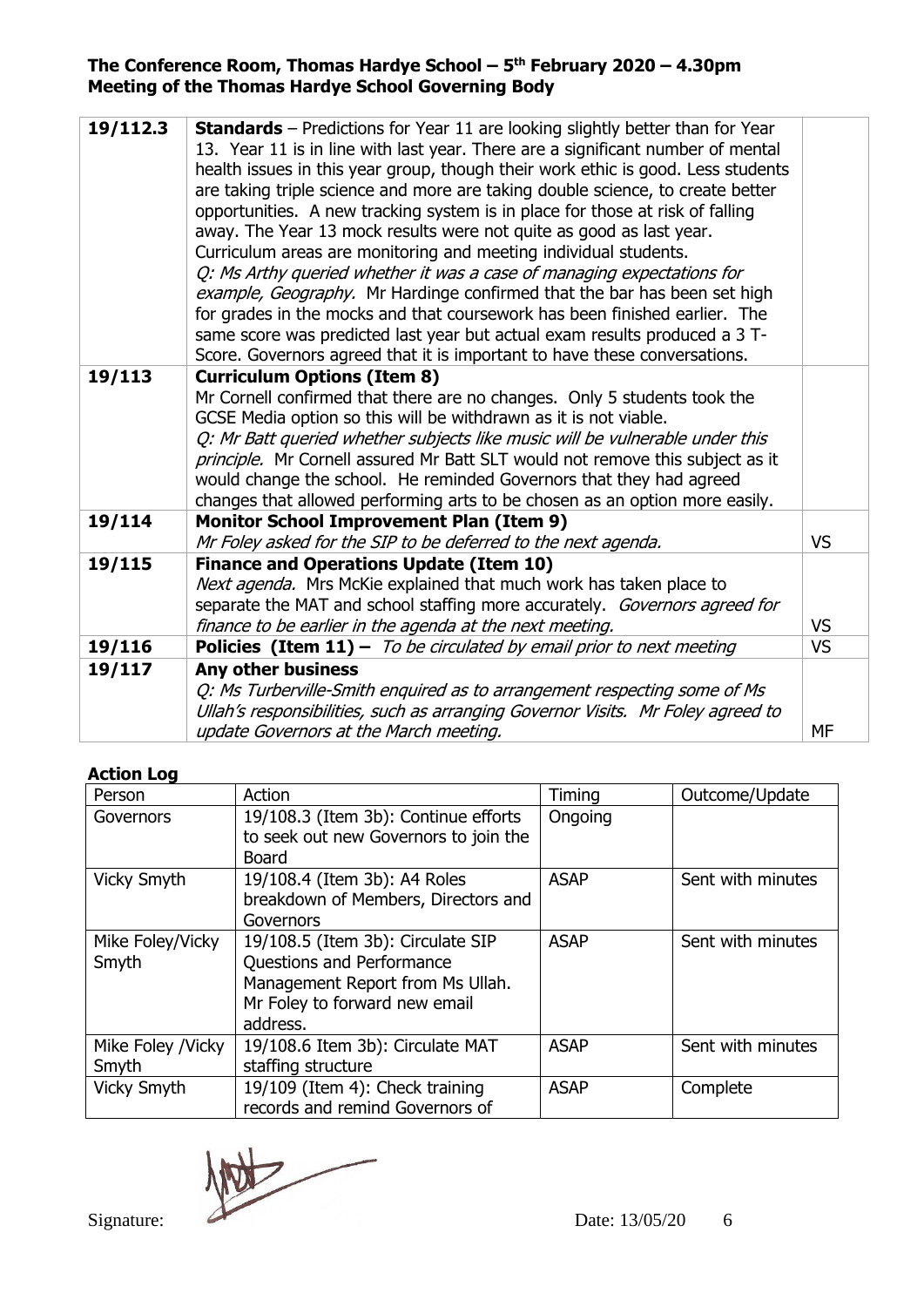**The Conference Room, Thomas Hardye School – 5th February 2020 – 4.30pm**
**Meeting of the Thomas Hardye School Governing Body**

| | | |
|---|---|---|
| 19/112.3 | **Standards** – Predictions for Year 11 are looking slightly better than for Year 13. Year 11 is in line with last year. There are a significant number of mental health issues in this year group, though their work ethic is good. Less students are taking triple science and more are taking double science, to create better opportunities. A new tracking system is in place for those at risk of falling away. The Year 13 mock results were not quite as good as last year. Curriculum areas are monitoring and meeting individual students. *Q: Ms Arthy queried whether it was a case of managing expectations for example, Geography.* Mr Hardinge confirmed that the bar has been set high for grades in the mocks and that coursework has been finished earlier. The same score was predicted last year but actual exam results produced a 3 T-Score. Governors agreed that it is important to have these conversations. | |
| 19/113 | **Curriculum Options (Item 8)** Mr Cornell confirmed that there are no changes. Only 5 students took the GCSE Media option so this will be withdrawn as it is not viable. *Q: Mr Batt queried whether subjects like music will be vulnerable under this principle.* Mr Cornell assured Mr Batt SLT would not remove this subject as it would change the school. He reminded Governors that they had agreed changes that allowed performing arts to be chosen as an option more easily. | |
| 19/114 | **Monitor School Improvement Plan (Item 9)** *Mr Foley asked for the SIP to be deferred to the next agenda.* | VS |
| 19/115 | **Finance and Operations Update (Item 10)** *Next agenda.* Mrs McKie explained that much work has taken place to separate the MAT and school staffing more accurately. *Governors agreed for finance to be earlier in the agenda at the next meeting.* | VS |
| 19/116 | **Policies (Item 11) –** *To be circulated by email prior to next meeting* | VS |
| 19/117 | **Any other business** *Q: Ms Turberville-Smith enquired as to arrangement respecting some of Ms Ullah's responsibilities, such as arranging Governor Visits. Mr Foley agreed to update Governors at the March meeting.* | MF |

**Action Log**

| Person | Action | Timing | Outcome/Update |
|---|---|---|---|
| Governors | 19/108.3 (Item 3b): Continue efforts to seek out new Governors to join the Board | Ongoing | |
| Vicky Smyth | 19/108.4 (Item 3b): A4 Roles breakdown of Members, Directors and Governors | ASAP | Sent with minutes |
| Mike Foley/Vicky Smyth | 19/108.5 (Item 3b): Circulate SIP Questions and Performance Management Report from Ms Ullah. Mr Foley to forward new email address. | ASAP | Sent with minutes |
| Mike Foley /Vicky Smyth | 19/108.6 Item 3b): Circulate MAT staffing structure | ASAP | Sent with minutes |
| Vicky Smyth | 19/109 (Item 4): Check training records and remind Governors of | ASAP | Complete |

Signature: Date: 13/05/20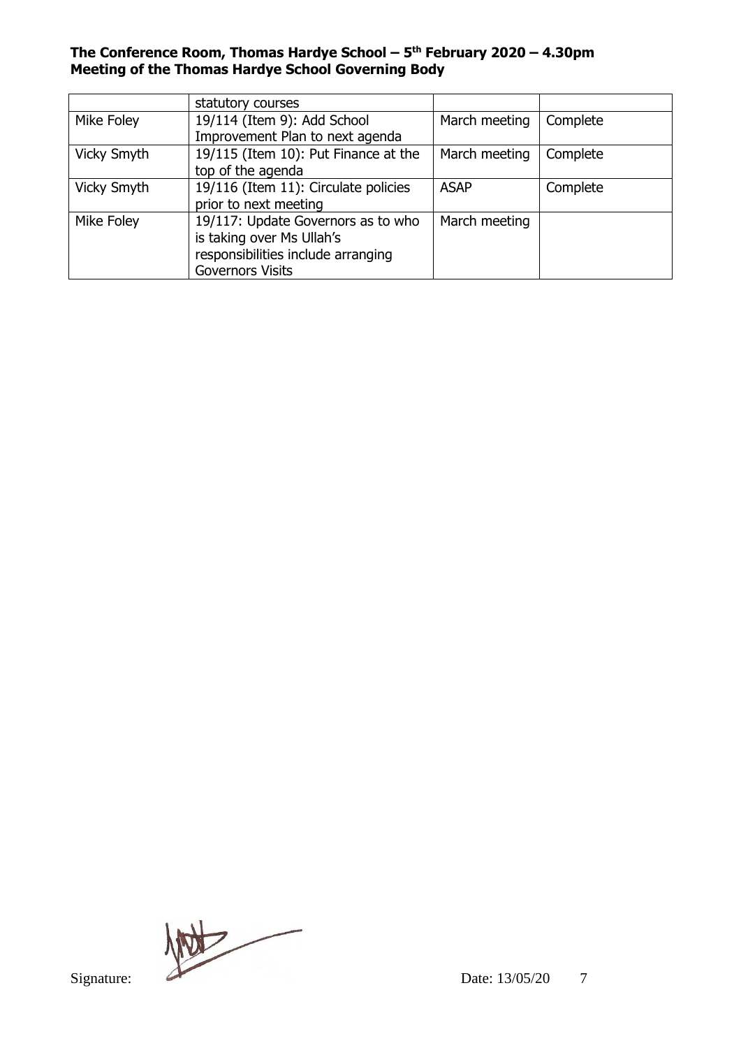| | | | |
|---|---|---|---|
| | statutory courses | | |
| Mike Foley | 19/114 (Item 9): Add School Improvement Plan to next agenda | March meeting | Complete |
| Vicky Smyth | 19/115 (Item 10): Put Finance at the top of the agenda | March meeting | Complete |
| Vicky Smyth | 19/116 (Item 11): Circulate policies prior to next meeting | ASAP | Complete |
| Mike Foley | 19/117: Update Governors as to who is taking over Ms Ullah's responsibilities include arranging Governors Visits | March meeting | |

Signature: Date: 13/05/20